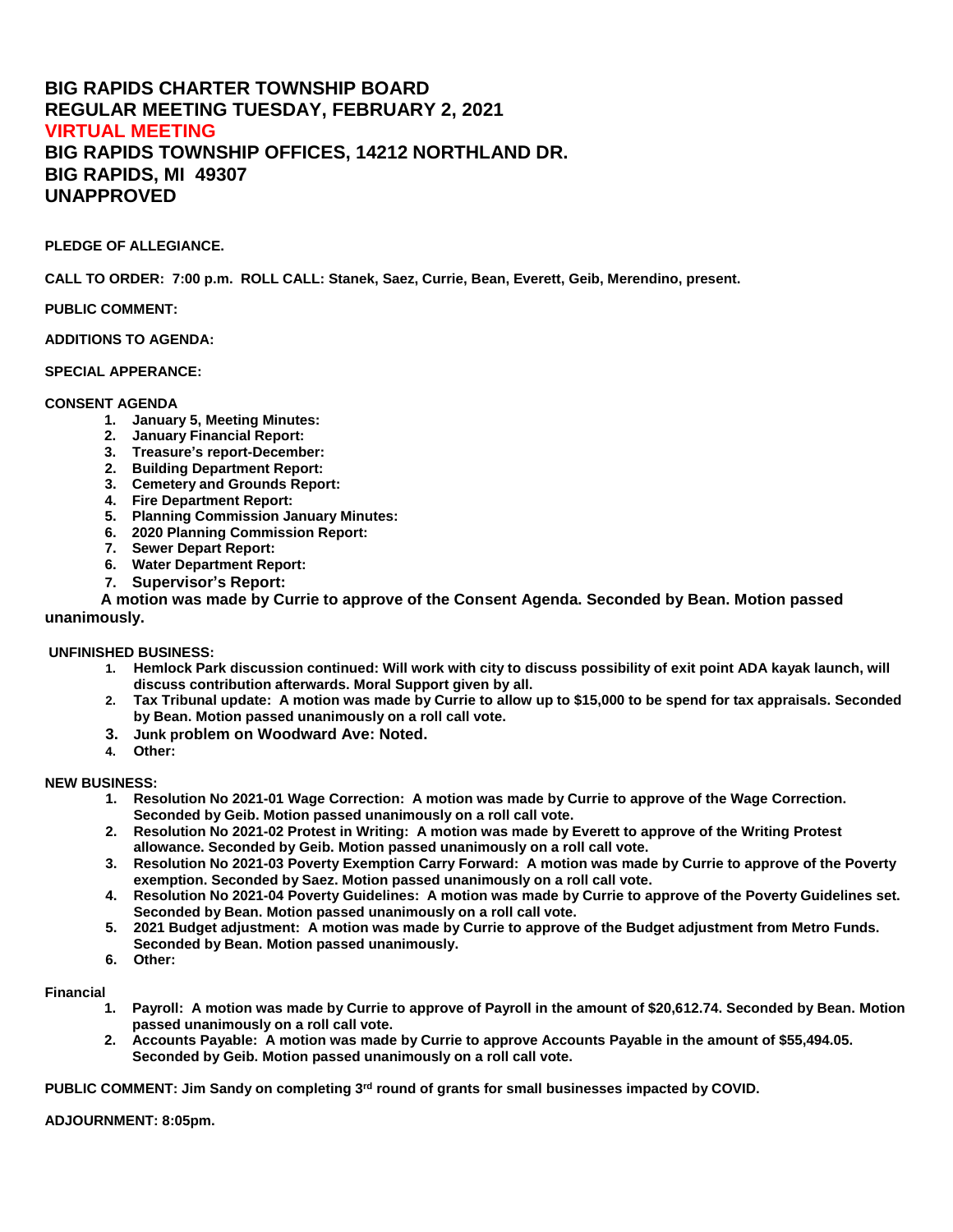# BIG RAPIDS CHARTER TOWNSHIP BOARD
# REGULAR MEETING TUESDAY, FEBRUARY 2, 2021
# VIRTUAL MEETING
# BIG RAPIDS TOWNSHIP OFFICES, 14212 NORTHLAND DR.
# BIG RAPIDS, MI 49307
# UNAPPROVED

**PLEDGE OF ALLEGIANCE.**

**CALL TO ORDER: 7:00 p.m. ROLL CALL: Stanek, Saez, Currie, Bean, Everett, Geib, Merendino, present.**

**PUBLIC COMMENT:**

**ADDITIONS TO AGENDA:**

**SPECIAL APPERANCE:**

**CONSENT AGENDA**

1. **January 5, Meeting Minutes:**
2. **January Financial Report:**
3. **Treasure's report-December:**
2. **Building Department Report:**
3. **Cemetery and Grounds Report:**
4. **Fire Department Report:**
5. **Planning Commission January Minutes:**
6. **2020 Planning Commission Report:**
7. **Sewer Depart Report:**
6. **Water Department Report:**
7. **Supervisor's Report:**

**A motion was made by Currie to approve of the Consent Agenda. Seconded by Bean. Motion passed unanimously.**

**UNFINISHED BUSINESS:**

1. **Hemlock Park discussion continued: Will work with city to discuss possibility of exit point ADA kayak launch, will discuss contribution afterwards. Moral Support given by all.**
2. **Tax Tribunal update: A motion was made by Currie to allow up to $15,000 to be spend for tax appraisals. Seconded by Bean. Motion passed unanimously on a roll call vote.**
3. **Junk problem on Woodward Ave: Noted.**
4. **Other:**

**NEW BUSINESS:**

1. **Resolution No 2021-01 Wage Correction: A motion was made by Currie to approve of the Wage Correction. Seconded by Geib. Motion passed unanimously on a roll call vote.**
2. **Resolution No 2021-02 Protest in Writing: A motion was made by Everett to approve of the Writing Protest allowance. Seconded by Geib. Motion passed unanimously on a roll call vote.**
3. **Resolution No 2021-03 Poverty Exemption Carry Forward: A motion was made by Currie to approve of the Poverty exemption. Seconded by Saez. Motion passed unanimously on a roll call vote.**
4. **Resolution No 2021-04 Poverty Guidelines: A motion was made by Currie to approve of the Poverty Guidelines set. Seconded by Bean. Motion passed unanimously on a roll call vote.**
5. **2021 Budget adjustment: A motion was made by Currie to approve of the Budget adjustment from Metro Funds. Seconded by Bean. Motion passed unanimously.**
6. **Other:**

**Financial**

1. **Payroll: A motion was made by Currie to approve of Payroll in the amount of $20,612.74. Seconded by Bean. Motion passed unanimously on a roll call vote.**
2. **Accounts Payable: A motion was made by Currie to approve Accounts Payable in the amount of $55,494.05. Seconded by Geib. Motion passed unanimously on a roll call vote.**

**PUBLIC COMMENT: Jim Sandy on completing 3rd round of grants for small businesses impacted by COVID.**

**ADJOURNMENT: 8:05pm.**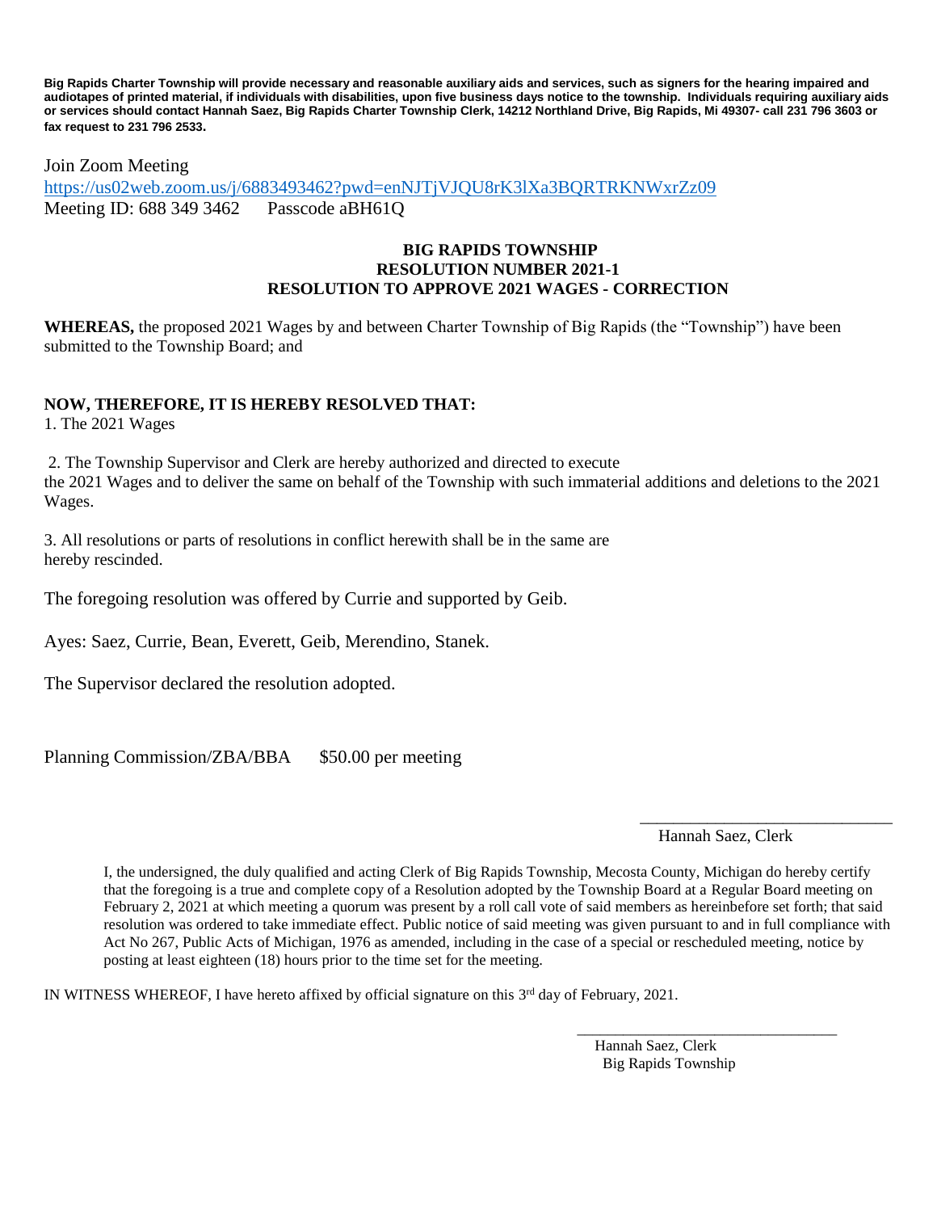**Big Rapids Charter Township will provide necessary and reasonable auxiliary aids and services, such as signers for the hearing impaired and audiotapes of printed material, if individuals with disabilities, upon five business days notice to the township. Individuals requiring auxiliary aids or services should contact Hannah Saez, Big Rapids Charter Township Clerk, 14212 Northland Drive, Big Rapids, Mi 49307- call 231 796 3603 or fax request to 231 796 2533.**

Join Zoom Meeting
https://us02web.zoom.us/j/6883493462?pwd=enNJTjVJQU8rK3lXa3BQRTRKNWxrZz09
Meeting ID: 688 349 3462  Passcode aBH61Q

**BIG RAPIDS TOWNSHIP**
**RESOLUTION NUMBER 2021-1**
**RESOLUTION TO APPROVE 2021 WAGES - CORRECTION**

**WHEREAS,** the proposed 2021 Wages by and between Charter Township of Big Rapids (the "Township") have been submitted to the Township Board; and

**NOW, THEREFORE, IT IS HEREBY RESOLVED THAT:**

1. The 2021 Wages

2. The Township Supervisor and Clerk are hereby authorized and directed to execute the 2021 Wages and to deliver the same on behalf of the Township with such immaterial additions and deletions to the 2021 Wages.

3. All resolutions or parts of resolutions in conflict herewith shall be in the same are hereby rescinded.

The foregoing resolution was offered by Currie and supported by Geib.

Ayes: Saez, Currie, Bean, Everett, Geib, Merendino, Stanek.

The Supervisor declared the resolution adopted.

Planning Commission/ZBA/BBA  $50.00 per meeting

\_\_\_\_\_\_\_\_\_\_\_\_\_\_\_\_\_\_\_\_\_\_\_\_\_\_\_\_\_\_
Hannah Saez, Clerk

I, the undersigned, the duly qualified and acting Clerk of Big Rapids Township, Mecosta County, Michigan do hereby certify that the foregoing is a true and complete copy of a Resolution adopted by the Township Board at a Regular Board meeting on February 2, 2021 at which meeting a quorum was present by a roll call vote of said members as hereinbefore set forth; that said resolution was ordered to take immediate effect. Public notice of said meeting was given pursuant to and in full compliance with Act No 267, Public Acts of Michigan, 1976 as amended, including in the case of a special or rescheduled meeting, notice by posting at least eighteen (18) hours prior to the time set for the meeting.

IN WITNESS WHEREOF, I have hereto affixed by official signature on this 3rd day of February, 2021.

\_\_\_\_\_\_\_\_\_\_\_\_\_\_\_\_\_\_\_\_\_\_\_\_\_\_\_\_\_\_
Hannah Saez, Clerk
Big Rapids Township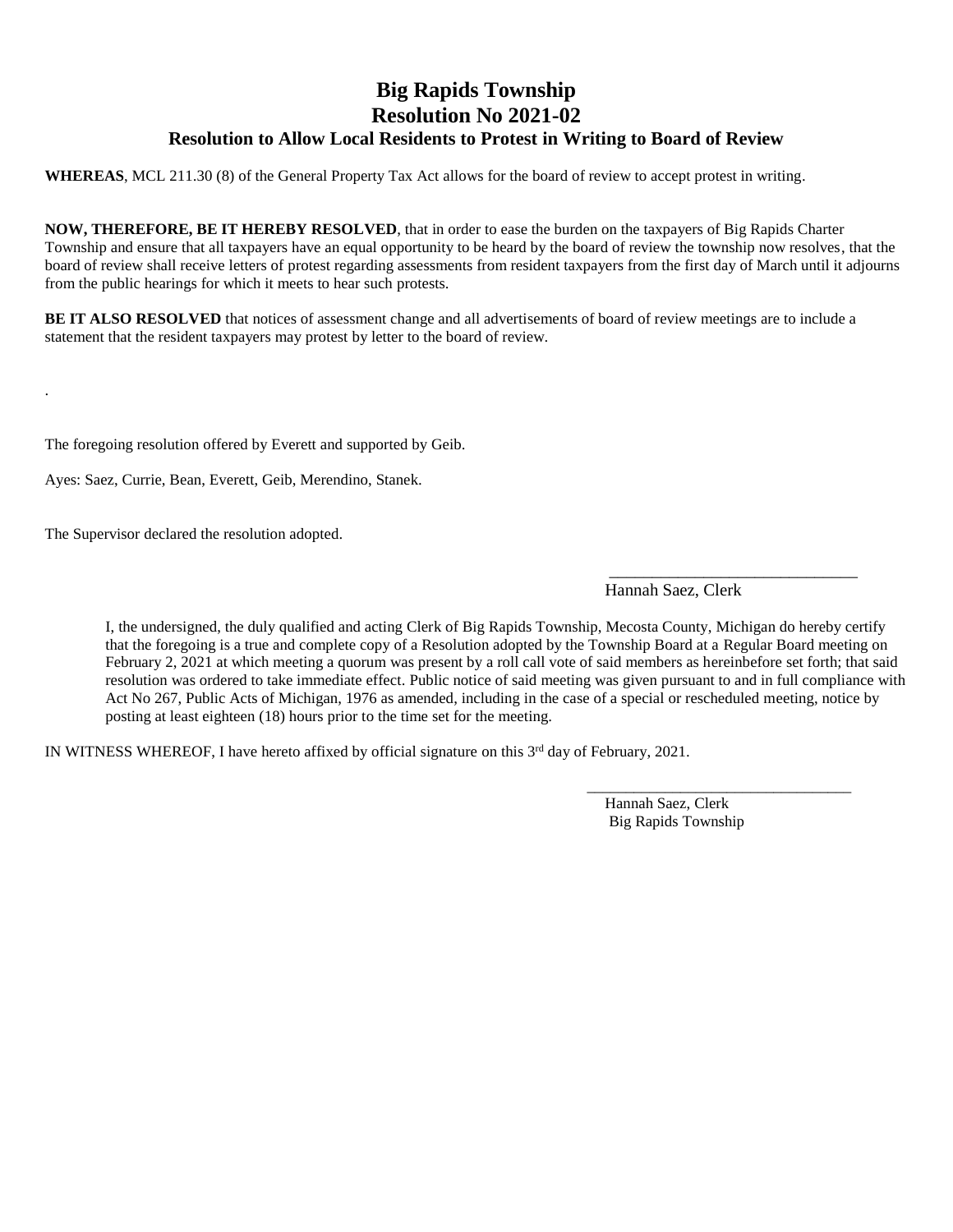# Big Rapids Township
# Resolution No 2021-02
## Resolution to Allow Local Residents to Protest in Writing to Board of Review

**WHEREAS**, MCL 211.30 (8) of the General Property Tax Act allows for the board of review to accept protest in writing.

**NOW, THEREFORE, BE IT HEREBY RESOLVED**, that in order to ease the burden on the taxpayers of Big Rapids Charter Township and ensure that all taxpayers have an equal opportunity to be heard by the board of review the township now resolves, that the board of review shall receive letters of protest regarding assessments from resident taxpayers from the first day of March until it adjourns from the public hearings for which it meets to hear such protests.

**BE IT ALSO RESOLVED** that notices of assessment change and all advertisements of board of review meetings are to include a statement that the resident taxpayers may protest by letter to the board of review.

.

The foregoing resolution offered by Everett and supported by Geib.

Ayes: Saez, Currie, Bean, Everett, Geib, Merendino, Stanek.

The Supervisor declared the resolution adopted.

\_\_\_\_\_\_\_\_\_\_\_\_\_\_\_\_\_\_\_\_\_\_\_\_\_\_\_\_\_\_\_
Hannah Saez, Clerk

I, the undersigned, the duly qualified and acting Clerk of Big Rapids Township, Mecosta County, Michigan do hereby certify that the foregoing is a true and complete copy of a Resolution adopted by the Township Board at a Regular Board meeting on February 2, 2021 at which meeting a quorum was present by a roll call vote of said members as hereinbefore set forth; that said resolution was ordered to take immediate effect. Public notice of said meeting was given pursuant to and in full compliance with Act No 267, Public Acts of Michigan, 1976 as amended, including in the case of a special or rescheduled meeting, notice by posting at least eighteen (18) hours prior to the time set for the meeting.

IN WITNESS WHEREOF, I have hereto affixed by official signature on this 3rd day of February, 2021.

\_\_\_\_\_\_\_\_\_\_\_\_\_\_\_\_\_\_\_\_\_\_\_\_\_\_\_\_\_\_\_
Hannah Saez, Clerk
Big Rapids Township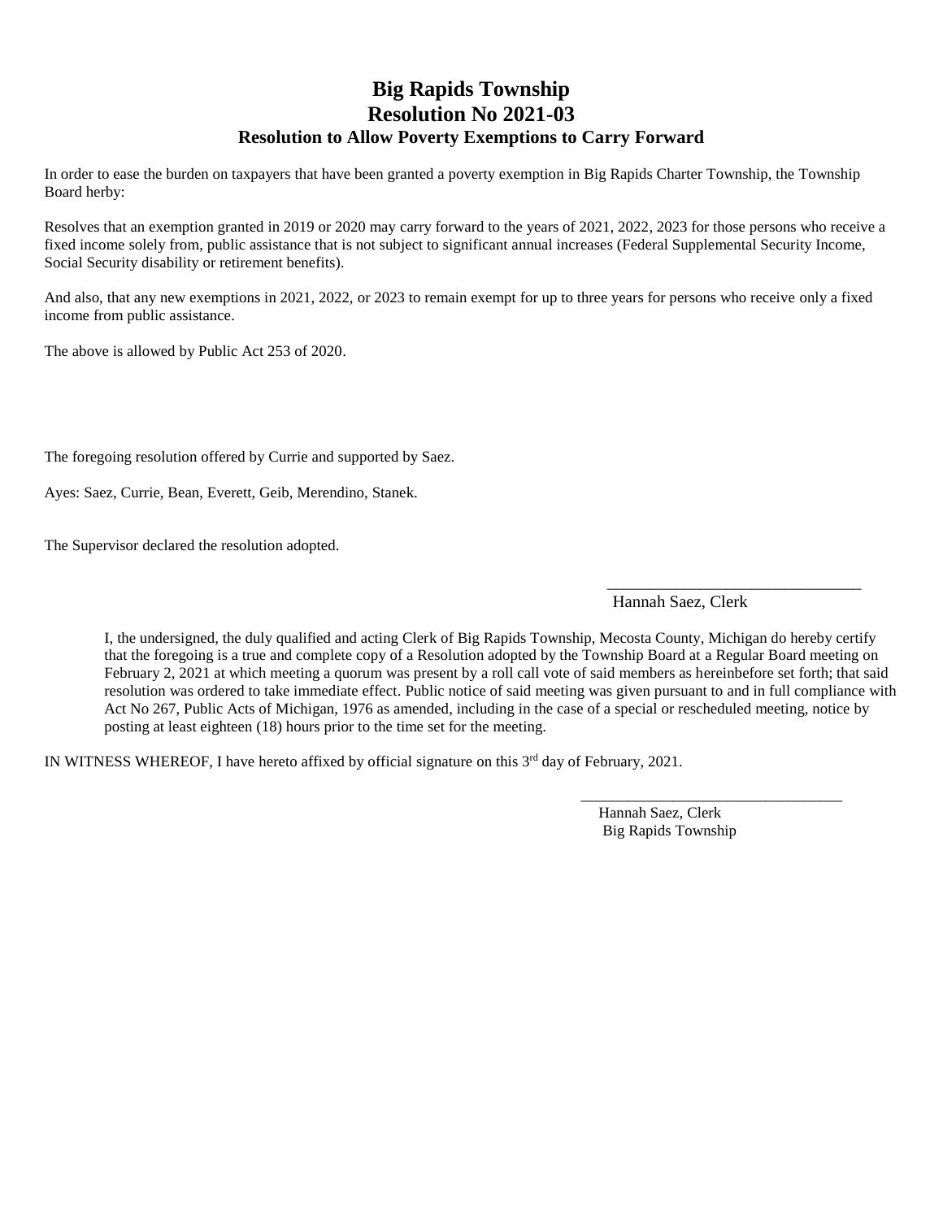# Big Rapids Township
# Resolution No 2021-03
## Resolution to Allow Poverty Exemptions to Carry Forward

In order to ease the burden on taxpayers that have been granted a poverty exemption in Big Rapids Charter Township, the Township Board herby:

Resolves that an exemption granted in 2019 or 2020 may carry forward to the years of 2021, 2022, 2023 for those persons who receive a fixed income solely from, public assistance that is not subject to significant annual increases (Federal Supplemental Security Income, Social Security disability or retirement benefits).

And also, that any new exemptions in 2021, 2022, or 2023 to remain exempt for up to three years for persons who receive only a fixed income from public assistance.

The above is allowed by Public Act 253 of 2020.

The foregoing resolution offered by Currie and supported by Saez.

Ayes: Saez, Currie, Bean, Everett, Geib, Merendino, Stanek.

The Supervisor declared the resolution adopted.

\_\_\_\_\_\_\_\_\_\_\_\_\_\_\_\_\_\_\_\_\_\_\_\_\_\_\_\_\_\_\_
Hannah Saez, Clerk

I, the undersigned, the duly qualified and acting Clerk of Big Rapids Township, Mecosta County, Michigan do hereby certify that the foregoing is a true and complete copy of a Resolution adopted by the Township Board at a Regular Board meeting on February 2, 2021 at which meeting a quorum was present by a roll call vote of said members as hereinbefore set forth; that said resolution was ordered to take immediate effect. Public notice of said meeting was given pursuant to and in full compliance with Act No 267, Public Acts of Michigan, 1976 as amended, including in the case of a special or rescheduled meeting, notice by posting at least eighteen (18) hours prior to the time set for the meeting.

IN WITNESS WHEREOF, I have hereto affixed by official signature on this 3rd day of February, 2021.

\_\_\_\_\_\_\_\_\_\_\_\_\_\_\_\_\_\_\_\_\_\_\_\_\_\_\_\_\_\_\_
Hannah Saez, Clerk
Big Rapids Township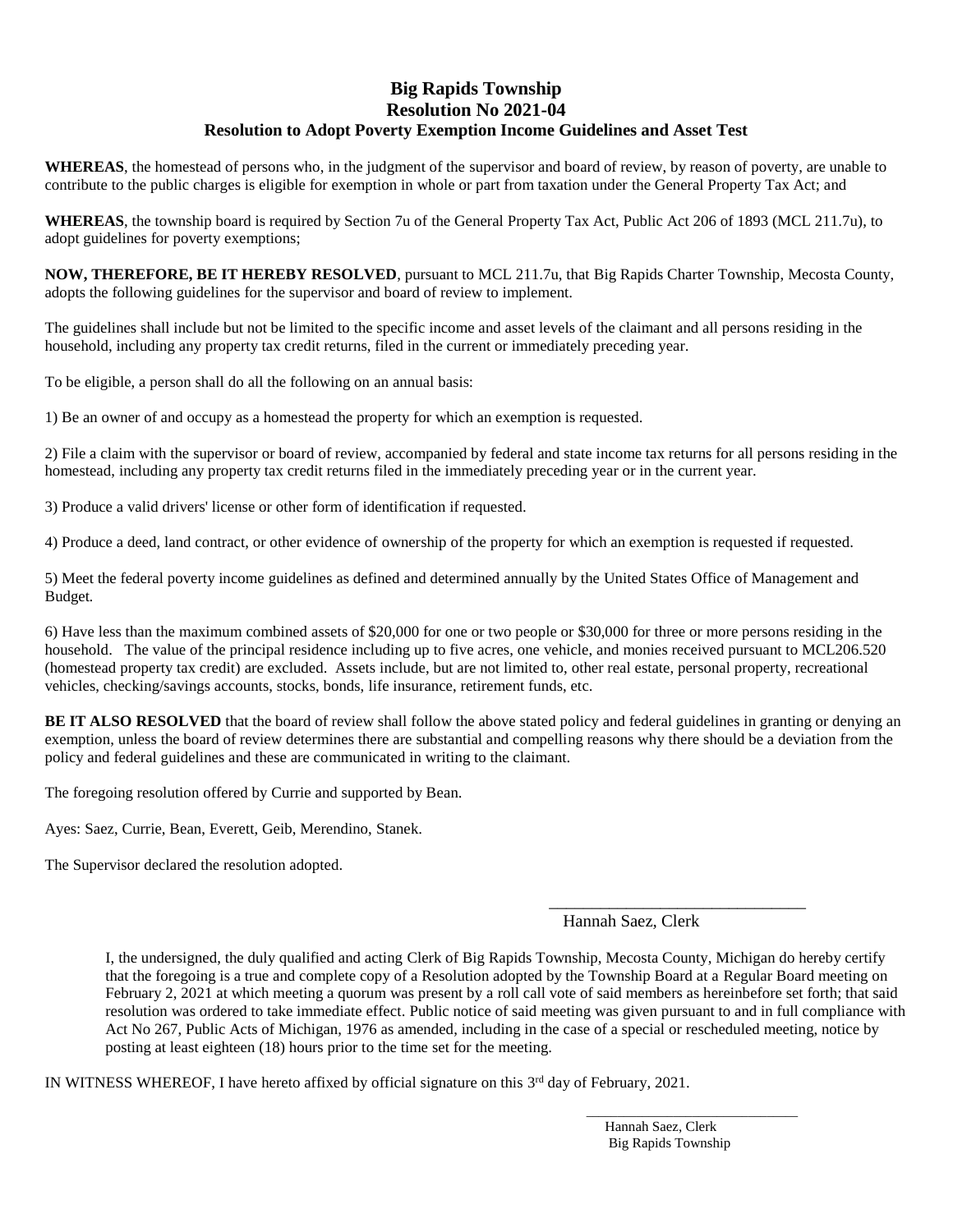# Big Rapids Township
## Resolution No 2021-04
### Resolution to Adopt Poverty Exemption Income Guidelines and Asset Test

**WHEREAS**, the homestead of persons who, in the judgment of the supervisor and board of review, by reason of poverty, are unable to contribute to the public charges is eligible for exemption in whole or part from taxation under the General Property Tax Act; and

**WHEREAS**, the township board is required by Section 7u of the General Property Tax Act, Public Act 206 of 1893 (MCL 211.7u), to adopt guidelines for poverty exemptions;

**NOW, THEREFORE, BE IT HEREBY RESOLVED**, pursuant to MCL 211.7u, that Big Rapids Charter Township, Mecosta County, adopts the following guidelines for the supervisor and board of review to implement.

The guidelines shall include but not be limited to the specific income and asset levels of the claimant and all persons residing in the household, including any property tax credit returns, filed in the current or immediately preceding year.

To be eligible, a person shall do all the following on an annual basis:

1) Be an owner of and occupy as a homestead the property for which an exemption is requested.

2) File a claim with the supervisor or board of review, accompanied by federal and state income tax returns for all persons residing in the homestead, including any property tax credit returns filed in the immediately preceding year or in the current year.

3) Produce a valid drivers' license or other form of identification if requested.

4) Produce a deed, land contract, or other evidence of ownership of the property for which an exemption is requested if requested.

5) Meet the federal poverty income guidelines as defined and determined annually by the United States Office of Management and Budget.

6) Have less than the maximum combined assets of $20,000 for one or two people or $30,000 for three or more persons residing in the household. The value of the principal residence including up to five acres, one vehicle, and monies received pursuant to MCL206.520 (homestead property tax credit) are excluded. Assets include, but are not limited to, other real estate, personal property, recreational vehicles, checking/savings accounts, stocks, bonds, life insurance, retirement funds, etc.

**BE IT ALSO RESOLVED** that the board of review shall follow the above stated policy and federal guidelines in granting or denying an exemption, unless the board of review determines there are substantial and compelling reasons why there should be a deviation from the policy and federal guidelines and these are communicated in writing to the claimant.

The foregoing resolution offered by Currie and supported by Bean.

Ayes: Saez, Currie, Bean, Everett, Geib, Merendino, Stanek.

The Supervisor declared the resolution adopted.

\_\_\_\_\_\_\_\_\_\_\_\_\_\_\_\_\_\_\_\_\_\_\_\_\_\_\_\_\_\_\_\_

Hannah Saez, Clerk

I, the undersigned, the duly qualified and acting Clerk of Big Rapids Township, Mecosta County, Michigan do hereby certify that the foregoing is a true and complete copy of a Resolution adopted by the Township Board at a Regular Board meeting on February 2, 2021 at which meeting a quorum was present by a roll call vote of said members as hereinbefore set forth; that said resolution was ordered to take immediate effect. Public notice of said meeting was given pursuant to and in full compliance with Act No 267, Public Acts of Michigan, 1976 as amended, including in the case of a special or rescheduled meeting, notice by posting at least eighteen (18) hours prior to the time set for the meeting.

IN WITNESS WHEREOF, I have hereto affixed by official signature on this 3rd day of February, 2021.

\_\_\_\_\_\_\_\_\_\_\_\_\_\_\_\_\_\_\_\_\_\_\_\_\_\_\_\_\_\_\_\_

Hannah Saez, Clerk
Big Rapids Township